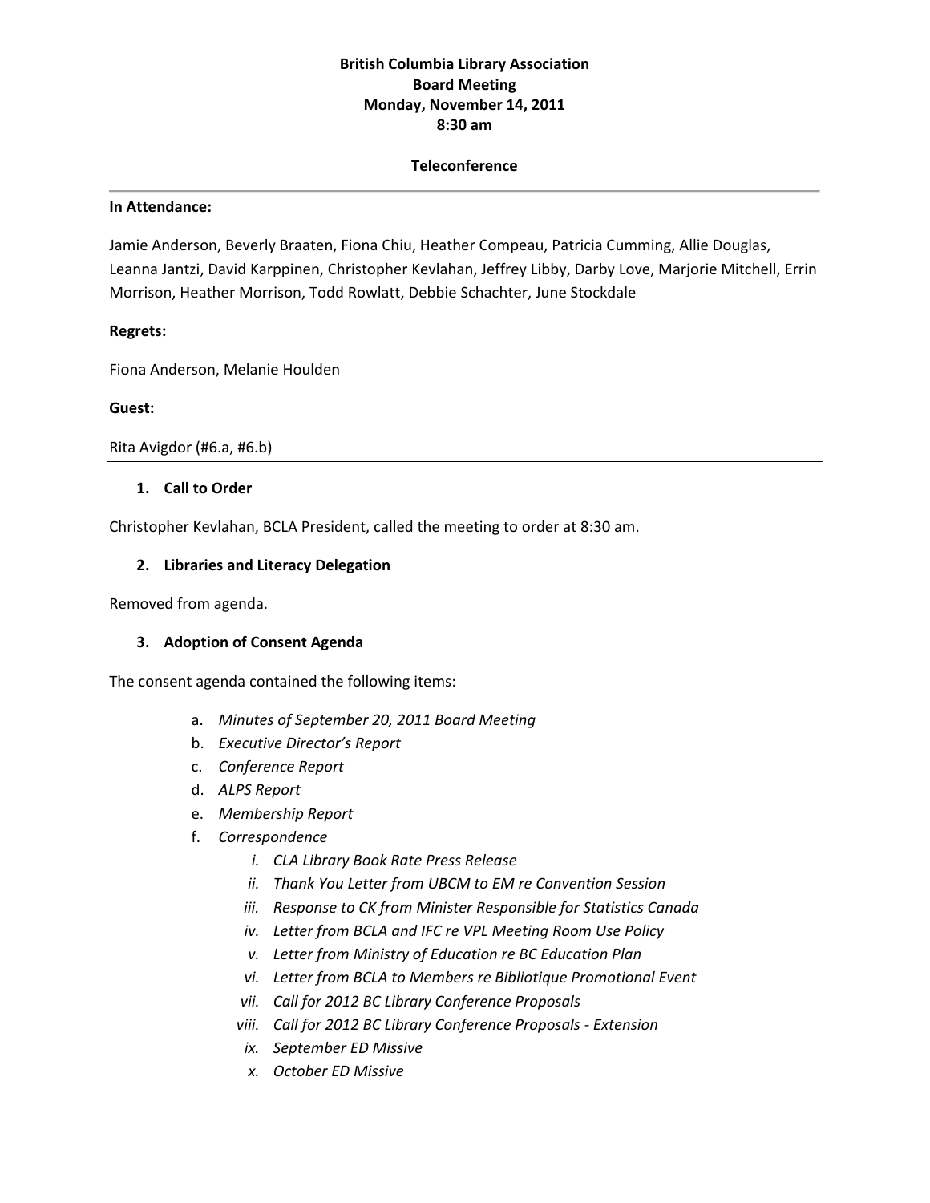**British Columbia Library Association**
**Board Meeting**
**Monday, November 14, 2011**
**8:30 am**

**Teleconference**

---

**In Attendance:**

Jamie Anderson, Beverly Braaten, Fiona Chiu, Heather Compeau, Patricia Cumming, Allie Douglas, Leanna Jantzi, David Karppinen, Christopher Kevlahan, Jeffrey Libby, Darby Love, Marjorie Mitchell, Errin Morrison, Heather Morrison, Todd Rowlatt, Debbie Schachter, June Stockdale

**Regrets:**

Fiona Anderson, Melanie Houlden

**Guest:**

Rita Avigdor (#6.a, #6.b)

---

1. **Call to Order**

Christopher Kevlahan, BCLA President, called the meeting to order at 8:30 am.

2. **Libraries and Literacy Delegation**

Removed from agenda.

3. **Adoption of Consent Agenda**

The consent agenda contained the following items:

a. *Minutes of September 20, 2011 Board Meeting*
b. *Executive Director's Report*
c. *Conference Report*
d. *ALPS Report*
e. *Membership Report*
f. *Correspondence*
   i. *CLA Library Book Rate Press Release*
   ii. *Thank You Letter from UBCM to EM re Convention Session*
   iii. *Response to CK from Minister Responsible for Statistics Canada*
   iv. *Letter from BCLA and IFC re VPL Meeting Room Use Policy*
   v. *Letter from Ministry of Education re BC Education Plan*
   vi. *Letter from BCLA to Members re Bibliotique Promotional Event*
   vii. *Call for 2012 BC Library Conference Proposals*
   viii. *Call for 2012 BC Library Conference Proposals - Extension*
   ix. *September ED Missive*
   x. *October ED Missive*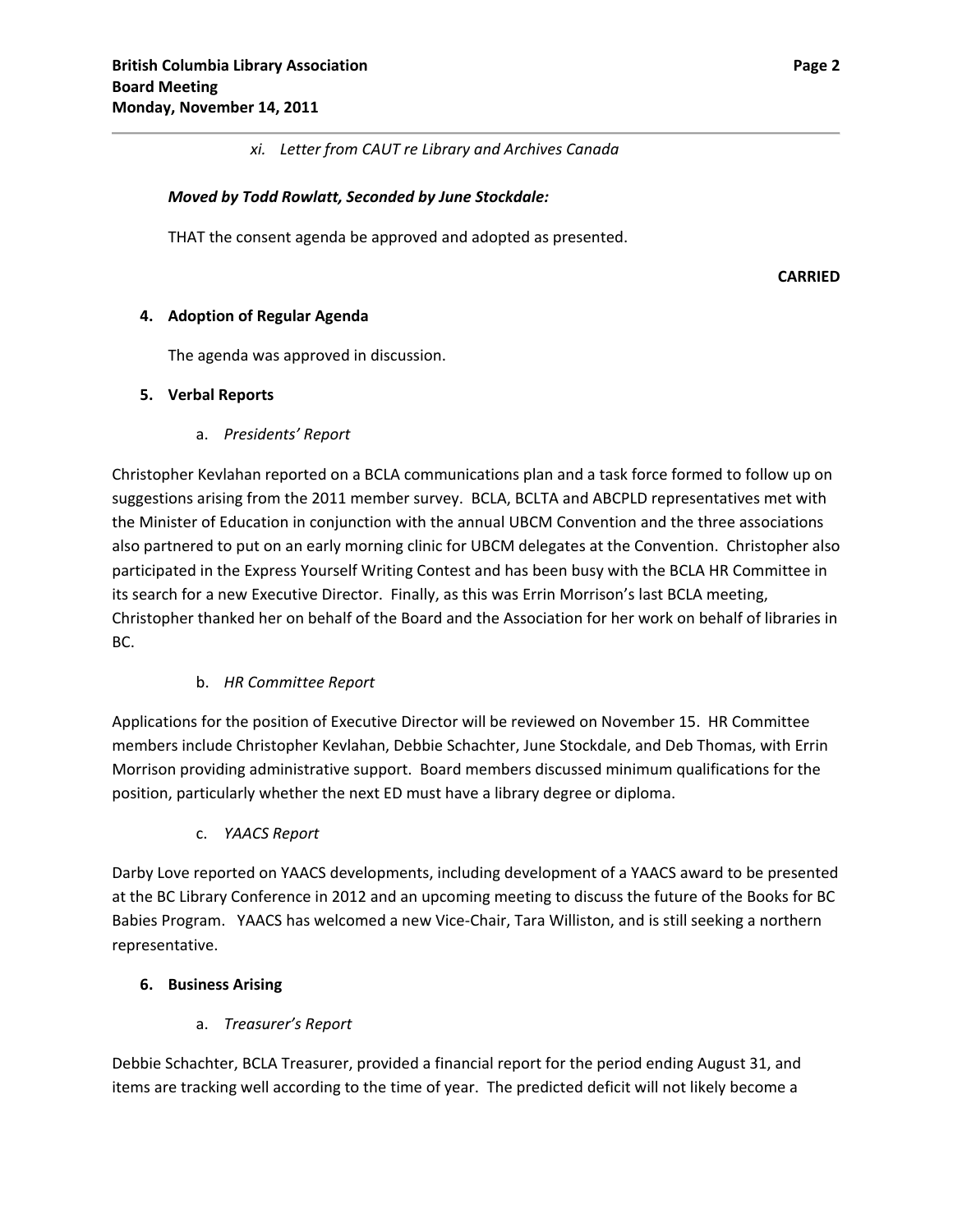*xi. Letter from CAUT re Library and Archives Canada*

***Moved by Todd Rowlatt, Seconded by June Stockdale:***

THAT the consent agenda be approved and adopted as presented.

**CARRIED**

**4. Adoption of Regular Agenda**

The agenda was approved in discussion.

**5. Verbal Reports**

a. *Presidents' Report*

Christopher Kevlahan reported on a BCLA communications plan and a task force formed to follow up on suggestions arising from the 2011 member survey. BCLA, BCLTA and ABCPLD representatives met with the Minister of Education in conjunction with the annual UBCM Convention and the three associations also partnered to put on an early morning clinic for UBCM delegates at the Convention. Christopher also participated in the Express Yourself Writing Contest and has been busy with the BCLA HR Committee in its search for a new Executive Director. Finally, as this was Errin Morrison's last BCLA meeting, Christopher thanked her on behalf of the Board and the Association for her work on behalf of libraries in BC.

b. *HR Committee Report*

Applications for the position of Executive Director will be reviewed on November 15. HR Committee members include Christopher Kevlahan, Debbie Schachter, June Stockdale, and Deb Thomas, with Errin Morrison providing administrative support. Board members discussed minimum qualifications for the position, particularly whether the next ED must have a library degree or diploma.

c. *YAACS Report*

Darby Love reported on YAACS developments, including development of a YAACS award to be presented at the BC Library Conference in 2012 and an upcoming meeting to discuss the future of the Books for BC Babies Program. YAACS has welcomed a new Vice-Chair, Tara Williston, and is still seeking a northern representative.

**6. Business Arising**

a. *Treasurer's Report*

Debbie Schachter, BCLA Treasurer, provided a financial report for the period ending August 31, and items are tracking well according to the time of year. The predicted deficit will not likely become a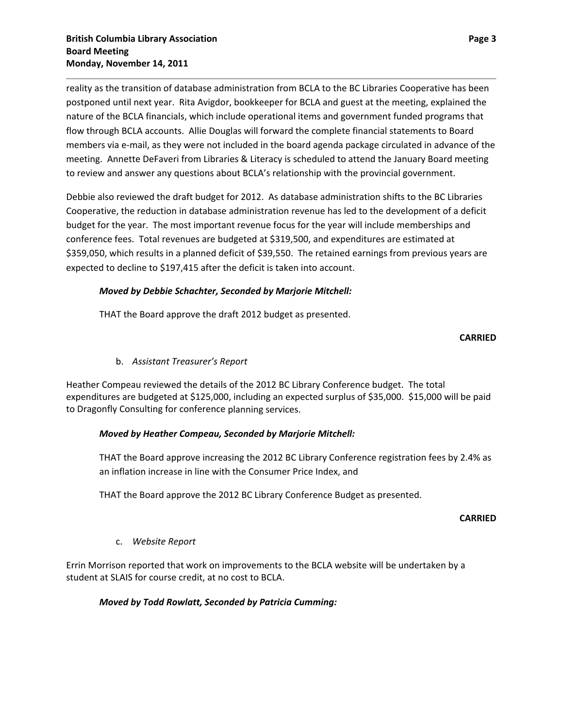reality as the transition of database administration from BCLA to the BC Libraries Cooperative has been postponed until next year. Rita Avigdor, bookkeeper for BCLA and guest at the meeting, explained the nature of the BCLA financials, which include operational items and government funded programs that flow through BCLA accounts. Allie Douglas will forward the complete financial statements to Board members via e-mail, as they were not included in the board agenda package circulated in advance of the meeting. Annette DeFaveri from Libraries & Literacy is scheduled to attend the January Board meeting to review and answer any questions about BCLA's relationship with the provincial government.

Debbie also reviewed the draft budget for 2012. As database administration shifts to the BC Libraries Cooperative, the reduction in database administration revenue has led to the development of a deficit budget for the year. The most important revenue focus for the year will include memberships and conference fees. Total revenues are budgeted at $319,500, and expenditures are estimated at $359,050, which results in a planned deficit of $39,550. The retained earnings from previous years are expected to decline to $197,415 after the deficit is taken into account.

***Moved by Debbie Schachter, Seconded by Marjorie Mitchell:***

THAT the Board approve the draft 2012 budget as presented.

**CARRIED**

b. *Assistant Treasurer's Report*

Heather Compeau reviewed the details of the 2012 BC Library Conference budget. The total expenditures are budgeted at $125,000, including an expected surplus of $35,000. $15,000 will be paid to Dragonfly Consulting for conference planning services.

***Moved by Heather Compeau, Seconded by Marjorie Mitchell:***

THAT the Board approve increasing the 2012 BC Library Conference registration fees by 2.4% as an inflation increase in line with the Consumer Price Index, and

THAT the Board approve the 2012 BC Library Conference Budget as presented.

**CARRIED**

c. *Website Report*

Errin Morrison reported that work on improvements to the BCLA website will be undertaken by a student at SLAIS for course credit, at no cost to BCLA.

***Moved by Todd Rowlatt, Seconded by Patricia Cumming:***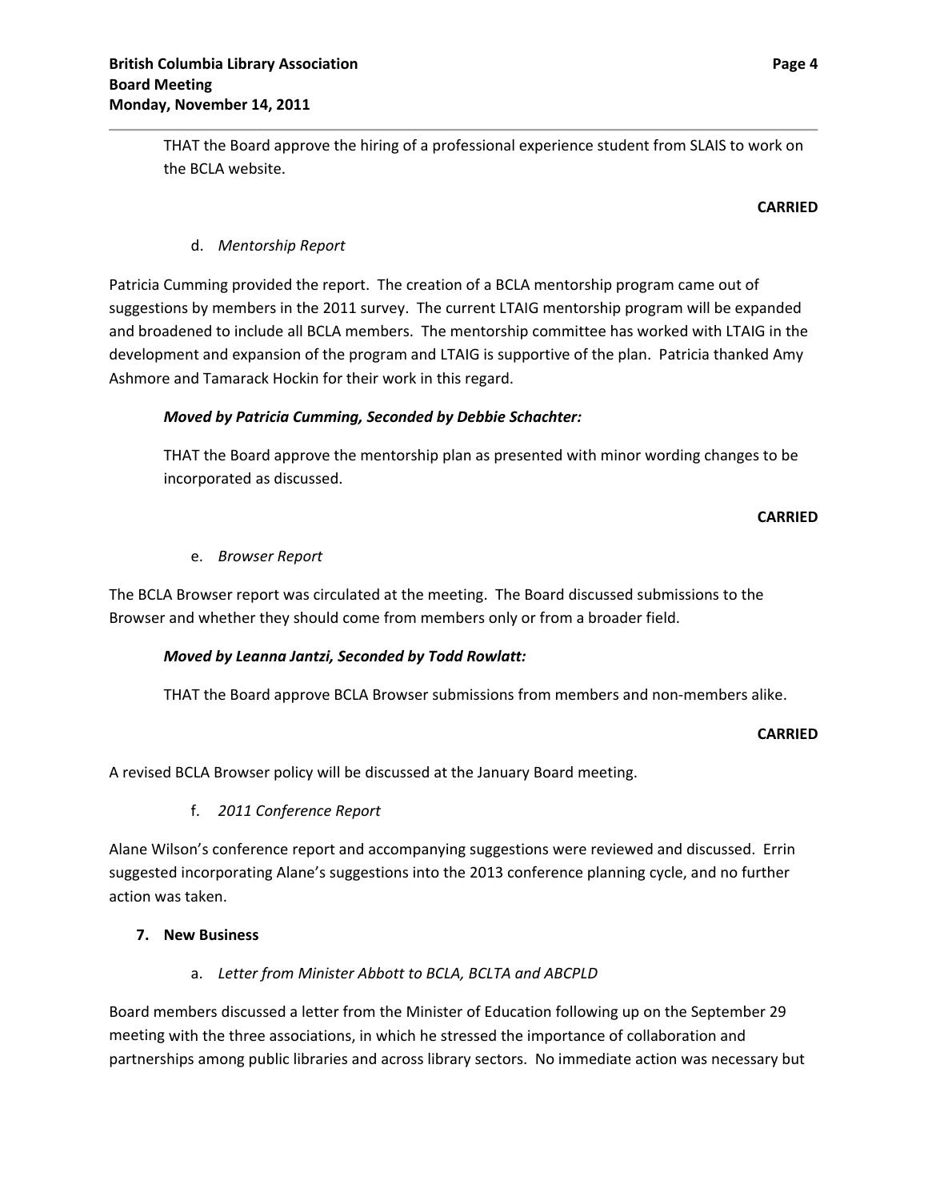THAT the Board approve the hiring of a professional experience student from SLAIS to work on the BCLA website.

**CARRIED**

d. *Mentorship Report*

Patricia Cumming provided the report. The creation of a BCLA mentorship program came out of suggestions by members in the 2011 survey. The current LTAIG mentorship program will be expanded and broadened to include all BCLA members. The mentorship committee has worked with LTAIG in the development and expansion of the program and LTAIG is supportive of the plan. Patricia thanked Amy Ashmore and Tamarack Hockin for their work in this regard.

***Moved by Patricia Cumming, Seconded by Debbie Schachter:***

THAT the Board approve the mentorship plan as presented with minor wording changes to be incorporated as discussed.

**CARRIED**

e. *Browser Report*

The BCLA Browser report was circulated at the meeting. The Board discussed submissions to the Browser and whether they should come from members only or from a broader field.

***Moved by Leanna Jantzi, Seconded by Todd Rowlatt:***

THAT the Board approve BCLA Browser submissions from members and non-members alike.

**CARRIED**

A revised BCLA Browser policy will be discussed at the January Board meeting.

f. *2011 Conference Report*

Alane Wilson's conference report and accompanying suggestions were reviewed and discussed. Errin suggested incorporating Alane's suggestions into the 2013 conference planning cycle, and no further action was taken.

**7. New Business**

a. *Letter from Minister Abbott to BCLA, BCLTA and ABCPLD*

Board members discussed a letter from the Minister of Education following up on the September 29 meeting with the three associations, in which he stressed the importance of collaboration and partnerships among public libraries and across library sectors. No immediate action was necessary but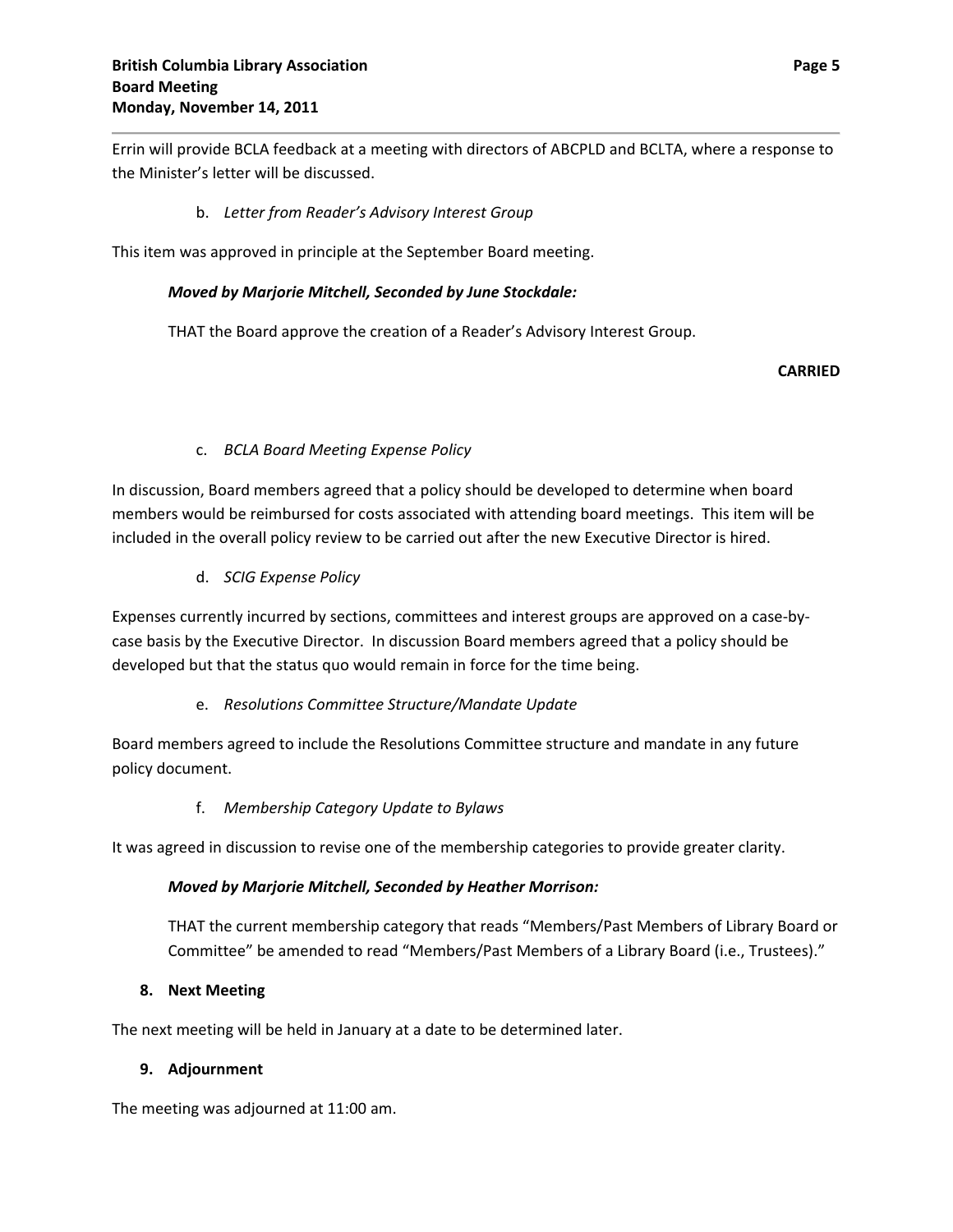Errin will provide BCLA feedback at a meeting with directors of ABCPLD and BCLTA, where a response to the Minister's letter will be discussed.

b. *Letter from Reader's Advisory Interest Group*

This item was approved in principle at the September Board meeting.

***Moved by Marjorie Mitchell, Seconded by June Stockdale:***

THAT the Board approve the creation of a Reader's Advisory Interest Group.

**CARRIED**

c. *BCLA Board Meeting Expense Policy*

In discussion, Board members agreed that a policy should be developed to determine when board members would be reimbursed for costs associated with attending board meetings. This item will be included in the overall policy review to be carried out after the new Executive Director is hired.

d. *SCIG Expense Policy*

Expenses currently incurred by sections, committees and interest groups are approved on a case-by-case basis by the Executive Director. In discussion Board members agreed that a policy should be developed but that the status quo would remain in force for the time being.

e. *Resolutions Committee Structure/Mandate Update*

Board members agreed to include the Resolutions Committee structure and mandate in any future policy document.

f. *Membership Category Update to Bylaws*

It was agreed in discussion to revise one of the membership categories to provide greater clarity.

***Moved by Marjorie Mitchell, Seconded by Heather Morrison:***

THAT the current membership category that reads "Members/Past Members of Library Board or Committee" be amended to read "Members/Past Members of a Library Board (i.e., Trustees)."

**8. Next Meeting**

The next meeting will be held in January at a date to be determined later.

**9. Adjournment**

The meeting was adjourned at 11:00 am.